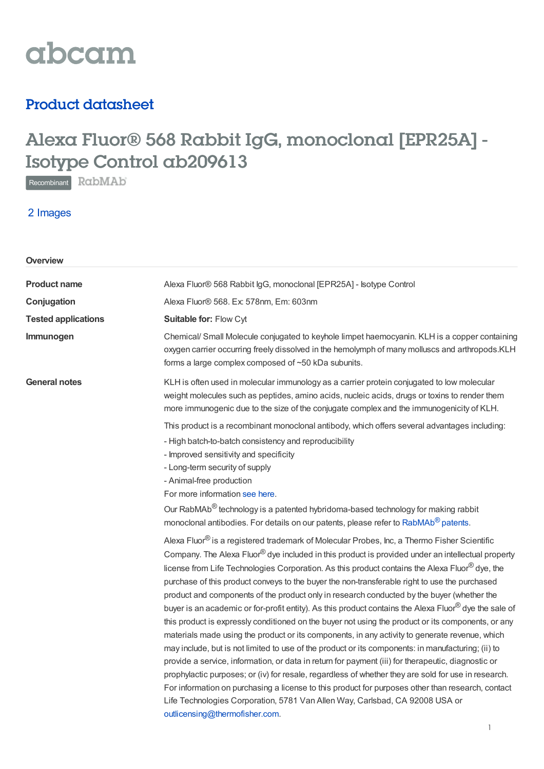abcam

## Product datasheet

# Alexa Fluor® 568 Rabbit IgG, monoclonal [EPR25A] - Isotype Control ab209613

Recombinant RabMAb

2 Images

### Overview

| | |
|---|---|
| **Product name** | Alexa Fluor® 568 Rabbit IgG, monoclonal [EPR25A] - Isotype Control |
| **Conjugation** | Alexa Fluor® 568. Ex: 578nm, Em: 603nm |
| **Tested applications** | **Suitable for:** Flow Cyt |
| **Immunogen** | Chemical/ Small Molecule conjugated to keyhole limpet haemocyanin. KLH is a copper containing oxygen carrier occurring freely dissolved in the hemolymph of many molluscs and arthropods.KLH forms a large complex composed of ~50 kDa subunits. |

**General notes**

KLH is often used in molecular immunology as a carrier protein conjugated to low molecular weight molecules such as peptides, amino acids, nucleic acids, drugs or toxins to render them more immunogenic due to the size of the conjugate complex and the immunogenicity of KLH.

This product is a recombinant monoclonal antibody, which offers several advantages including:

- High batch-to-batch consistency and reproducibility
- Improved sensitivity and specificity
- Long-term security of supply
- Animal-free production

For more information see here.

Our RabMAb® technology is a patented hybridoma-based technology for making rabbit monoclonal antibodies. For details on our patents, please refer to RabMAb® patents.

Alexa Fluor® is a registered trademark of Molecular Probes, Inc, a Thermo Fisher Scientific Company. The Alexa Fluor® dye included in this product is provided under an intellectual property license from Life Technologies Corporation. As this product contains the Alexa Fluor® dye, the purchase of this product conveys to the buyer the non-transferable right to use the purchased product and components of the product only in research conducted by the buyer (whether the buyer is an academic or for-profit entity). As this product contains the Alexa Fluor® dye the sale of this product is expressly conditioned on the buyer not using the product or its components, or any materials made using the product or its components, in any activity to generate revenue, which may include, but is not limited to use of the product or its components: in manufacturing; (ii) to provide a service, information, or data in return for payment (iii) for therapeutic, diagnostic or prophylactic purposes; or (iv) for resale, regardless of whether they are sold for use in research. For information on purchasing a license to this product for purposes other than research, contact Life Technologies Corporation, 5781 Van Allen Way, Carlsbad, CA 92008 USA or outlicensing@thermofisher.com.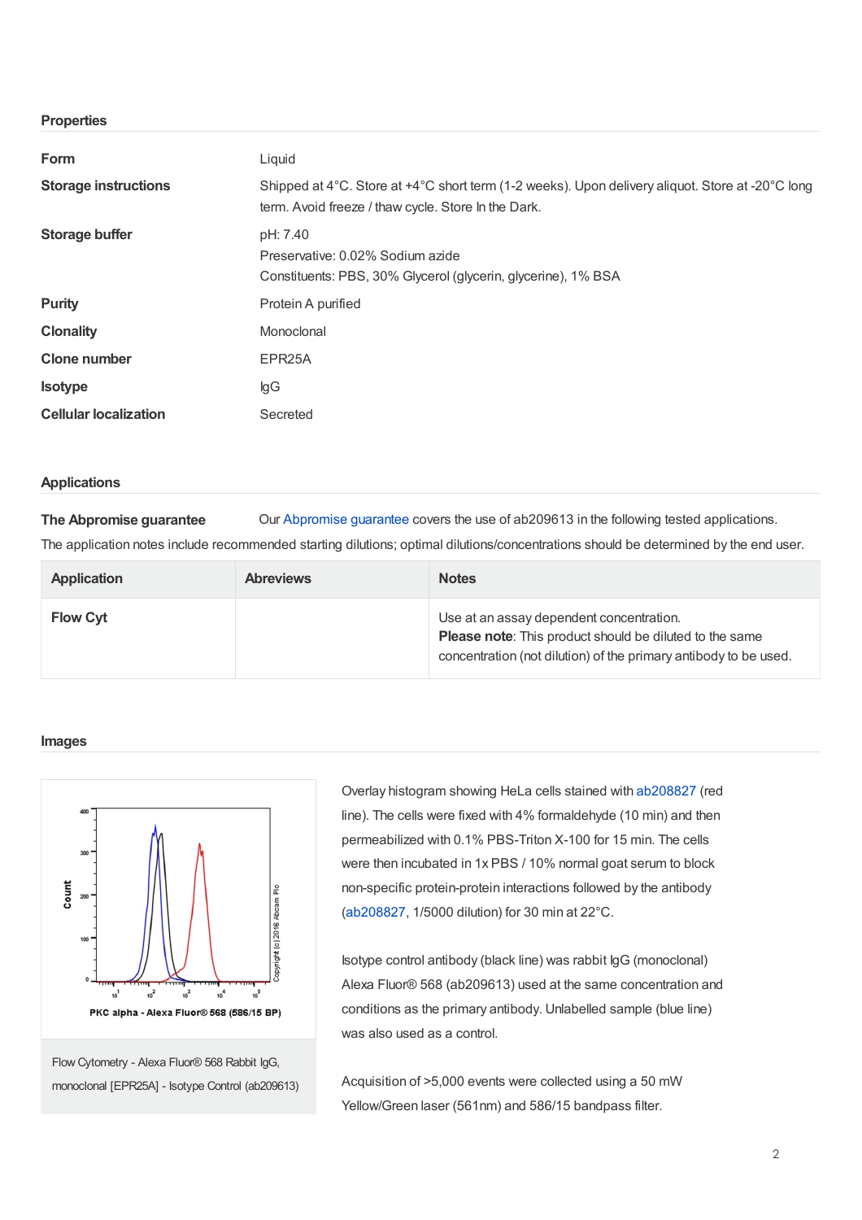## Properties

| | |
|---|---|
| **Form** | Liquid |
| **Storage instructions** | Shipped at 4°C. Store at +4°C short term (1-2 weeks). Upon delivery aliquot. Store at -20°C long term. Avoid freeze / thaw cycle. Store In the Dark. |
| **Storage buffer** | pH: 7.40<br>Preservative: 0.02% Sodium azide<br>Constituents: PBS, 30% Glycerol (glycerin, glycerine), 1% BSA |
| **Purity** | Protein A purified |
| **Clonality** | Monoclonal |
| **Clone number** | EPR25A |
| **Isotype** | IgG |
| **Cellular localization** | Secreted |

## Applications

**The Abpromise guarantee** Our Abpromise guarantee covers the use of ab209613 in the following tested applications.

The application notes include recommended starting dilutions; optimal dilutions/concentrations should be determined by the end user.

| Application | Abreviews | Notes |
|---|---|---|
| **Flow Cyt** | | Use at an assay dependent concentration.<br>**Please note**: This product should be diluted to the same concentration (not dilution) of the primary antibody to be used. |

## Images

Flow Cytometry - Alexa Fluor® 568 Rabbit IgG, monoclonal [EPR25A] - Isotype Control (ab209613)

Overlay histogram showing HeLa cells stained with ab208827 (red line). The cells were fixed with 4% formaldehyde (10 min) and then permeabilized with 0.1% PBS-Triton X-100 for 15 min. The cells were then incubated in 1x PBS / 10% normal goat serum to block non-specific protein-protein interactions followed by the antibody (ab208827, 1/5000 dilution) for 30 min at 22°C.

Isotype control antibody (black line) was rabbit IgG (monoclonal) Alexa Fluor® 568 (ab209613) used at the same concentration and conditions as the primary antibody. Unlabelled sample (blue line) was also used as a control.

Acquisition of >5,000 events were collected using a 50 mW Yellow/Green laser (561nm) and 586/15 bandpass filter.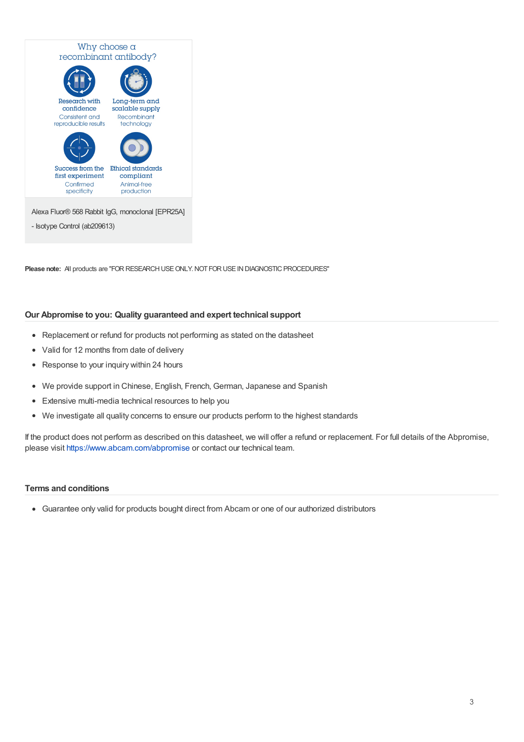Why choose a recombinant antibody?

**Research with confidence**
Consistent and reproducible results

**Long-term and scalable supply**
Recombinant technology

**Success from the first experiment**
Confirmed specificity

**Ethical standards compliant**
Animal-free production

Alexa Fluor® 568 Rabbit IgG, monoclonal [EPR25A] - Isotype Control (ab209613)

**Please note:** All products are "FOR RESEARCH USE ONLY. NOT FOR USE IN DIAGNOSTIC PROCEDURES"

## Our Abpromise to you: Quality guaranteed and expert technical support

- Replacement or refund for products not performing as stated on the datasheet
- Valid for 12 months from date of delivery
- Response to your inquiry within 24 hours

- We provide support in Chinese, English, French, German, Japanese and Spanish
- Extensive multi-media technical resources to help you
- We investigate all quality concerns to ensure our products perform to the highest standards

If the product does not perform as described on this datasheet, we will offer a refund or replacement. For full details of the Abpromise, please visit https://www.abcam.com/abpromise or contact our technical team.

## Terms and conditions

- Guarantee only valid for products bought direct from Abcam or one of our authorized distributors